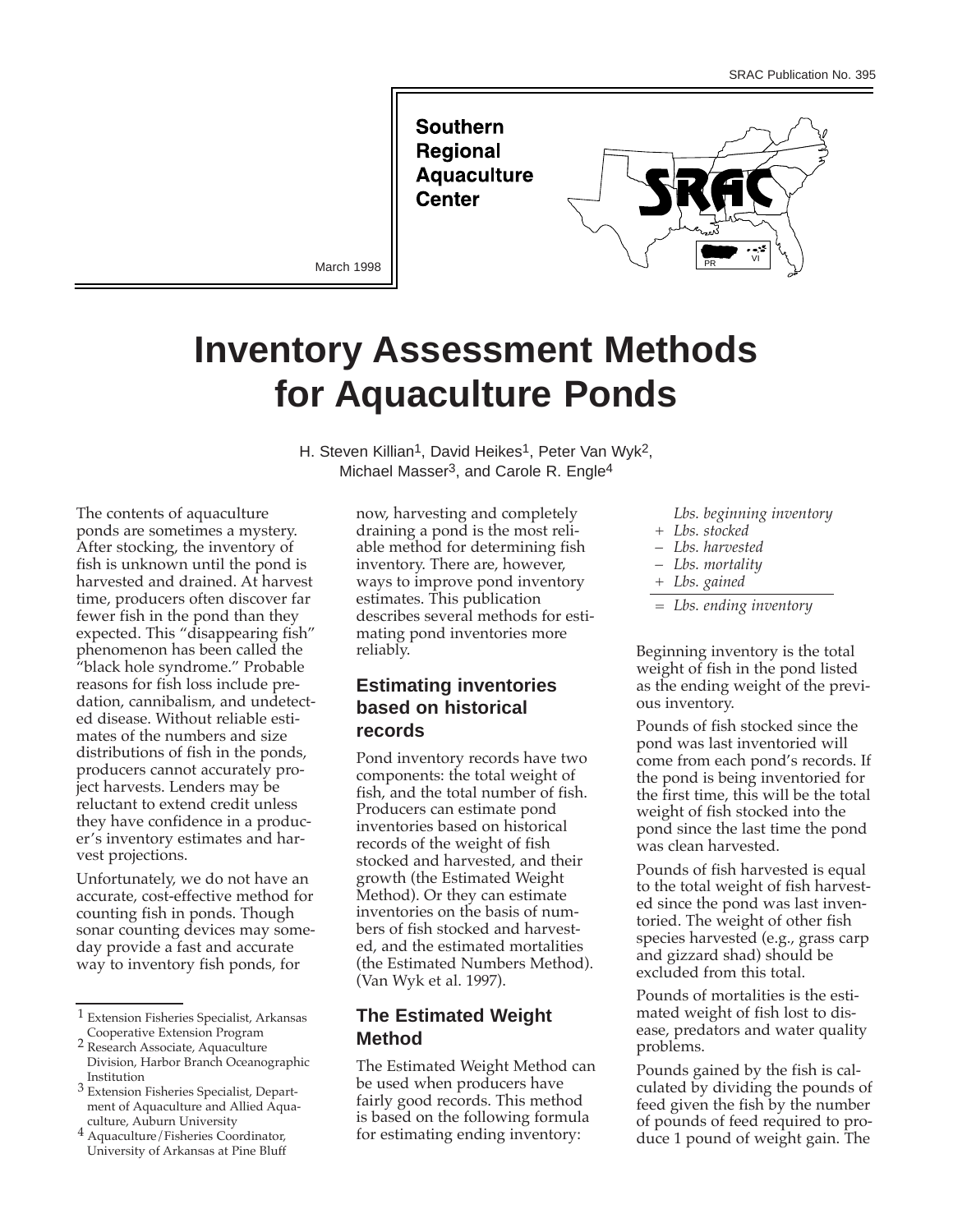SRAC Publication No. 395

Southern Regional Aquaculture Center

March 1998

# Inventory Assessment Methods for Aquaculture Ponds

H. Steven Killian[1], David Heikes[1], Peter Van Wyk[2], Michael Masser[3], and Carole R. Engle[4]

The contents of aquaculture ponds are sometimes a mystery. After stocking, the inventory of fish is unknown until the pond is harvested and drained. At harvest time, producers often discover far fewer fish in the pond than they expected. This "disappearing fish" phenomenon has been called the "black hole syndrome." Probable reasons for fish loss include predation, cannibalism, and undetected disease. Without reliable estimates of the numbers and size distributions of fish in the ponds, producers cannot accurately project harvests. Lenders may be reluctant to extend credit unless they have confidence in a producer's inventory estimates and harvest projections.

Unfortunately, we do not have an accurate, cost-effective method for counting fish in ponds. Though sonar counting devices may someday provide a fast and accurate way to inventory fish ponds, for now, harvesting and completely draining a pond is the most reliable method for determining fish inventory. There are, however, ways to improve pond inventory estimates. This publication describes several methods for estimating pond inventories more reliably.

## Estimating inventories based on historical records

Pond inventory records have two components: the total weight of fish, and the total number of fish. Producers can estimate pond inventories based on historical records of the weight of fish stocked and harvested, and their growth (the Estimated Weight Method). Or they can estimate inventories on the basis of numbers of fish stocked and harvested, and the estimated mortalities (the Estimated Numbers Method). (Van Wyk et al. 1997).

## The Estimated Weight Method

The Estimated Weight Method can be used when producers have fairly good records. This method is based on the following formula for estimating ending inventory:

*Lbs. beginning inventory*
\+ *Lbs. stocked*
– *Lbs. harvested*
– *Lbs. mortality*
\+ *Lbs. gained*
= *Lbs. ending inventory*

Beginning inventory is the total weight of fish in the pond listed as the ending weight of the previous inventory.

Pounds of fish stocked since the pond was last inventoried will come from each pond's records. If the pond is being inventoried for the first time, this will be the total weight of fish stocked into the pond since the last time the pond was clean harvested.

Pounds of fish harvested is equal to the total weight of fish harvested since the pond was last inventoried. The weight of other fish species harvested (e.g., grass carp and gizzard shad) should be excluded from this total.

Pounds of mortalities is the estimated weight of fish lost to disease, predators and water quality problems.

Pounds gained by the fish is calculated by dividing the pounds of feed given the fish by the number of pounds of feed required to produce 1 pound of weight gain. The

---

[1] Extension Fisheries Specialist, Arkansas Cooperative Extension Program

[2] Research Associate, Aquaculture Division, Harbor Branch Oceanographic Institution

[3] Extension Fisheries Specialist, Department of Aquaculture and Allied Aquaculture, Auburn University

[4] Aquaculture/Fisheries Coordinator, University of Arkansas at Pine Bluff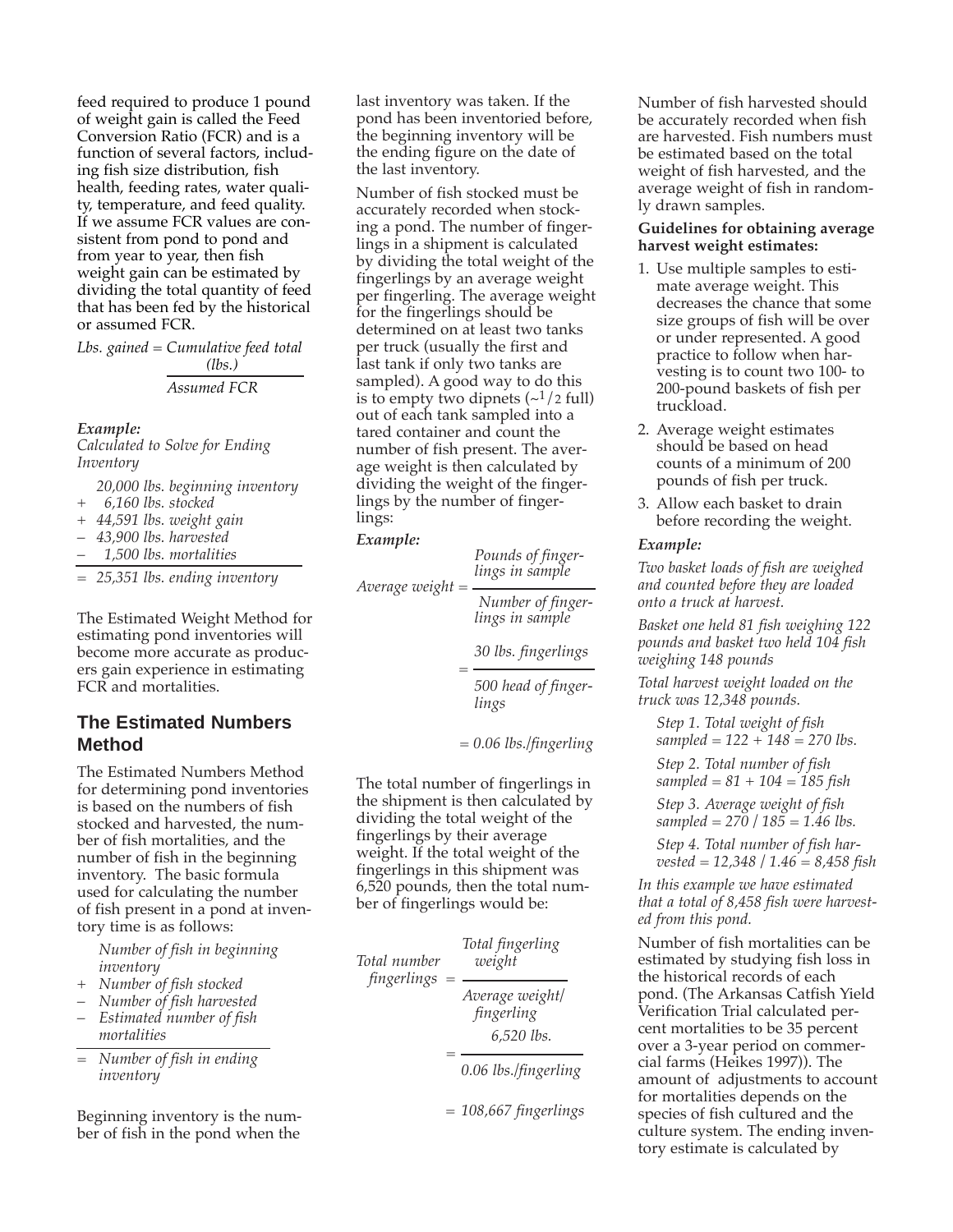feed required to produce 1 pound of weight gain is called the Feed Conversion Ratio (FCR) and is a function of several factors, including fish size distribution, fish health, feeding rates, water quality, temperature, and feed quality. If we assume FCR values are consistent from pond to pond and from year to year, then fish weight gain can be estimated by dividing the total quantity of feed that has been fed by the historical or assumed FCR.

$$\text{Lbs. gained} = \frac{\text{Cumulative feed total (lbs.)}}{\text{Assumed FCR}}$$

***Example:***
*Calculated to Solve for Ending Inventory*

*20,000 lbs. beginning inventory*
*+ 6,160 lbs. stocked*
*+ 44,591 lbs. weight gain*
*– 43,900 lbs. harvested*
*– 1,500 lbs. mortalities*
*= 25,351 lbs. ending inventory*

The Estimated Weight Method for estimating pond inventories will become more accurate as producers gain experience in estimating FCR and mortalities.

## The Estimated Numbers Method

The Estimated Numbers Method for determining pond inventories is based on the numbers of fish stocked and harvested, the number of fish mortalities, and the number of fish in the beginning inventory. The basic formula used for calculating the number of fish present in a pond at inventory time is as follows:

*Number of fish in beginning inventory*
*+ Number of fish stocked*
*– Number of fish harvested*
*– Estimated number of fish mortalities*
*= Number of fish in ending inventory*

Beginning inventory is the number of fish in the pond when the last inventory was taken. If the pond has been inventoried before, the beginning inventory will be the ending figure on the date of the last inventory.

Number of fish stocked must be accurately recorded when stocking a pond. The number of fingerlings in a shipment is calculated by dividing the total weight of the fingerlings by an average weight per fingerling. The average weight for the fingerlings should be determined on at least two tanks per truck (usually the first and last tank if only two tanks are sampled). A good way to do this is to empty two dipnets (~1/2 full) out of each tank sampled into a tared container and count the number of fish present. The average weight is then calculated by dividing the weight of the fingerlings by the number of fingerlings:

***Example:***

$$\text{Average weight} = \frac{\text{Pounds of fingerlings in sample}}{\text{Number of fingerlings in sample}}$$

$$= \frac{\text{30 lbs. fingerlings}}{\text{500 head of fingerlings}}$$

$$= \text{0.06 lbs./fingerling}$$

The total number of fingerlings in the shipment is then calculated by dividing the total weight of the fingerlings by their average weight. If the total weight of the fingerlings in this shipment was 6,520 pounds, then the total number of fingerlings would be:

$$\text{Total number fingerlings} = \frac{\text{Total fingerling weight}}{\text{Average weight/fingerling}}$$

$$= \frac{\text{6,520 lbs.}}{\text{0.06 lbs./fingerling}}$$

$$= \text{108,667 fingerlings}$$

Number of fish harvested should be accurately recorded when fish are harvested. Fish numbers must be estimated based on the total weight of fish harvested, and the average weight of fish in randomly drawn samples.

**Guidelines for obtaining average harvest weight estimates:**

1. Use multiple samples to estimate average weight. This decreases the chance that some size groups of fish will be over or under represented. A good practice to follow when harvesting is to count two 100- to 200-pound baskets of fish per truckload.
2. Average weight estimates should be based on head counts of a minimum of 200 pounds of fish per truck.
3. Allow each basket to drain before recording the weight.

***Example:***

*Two basket loads of fish are weighed and counted before they are loaded onto a truck at harvest.*

*Basket one held 81 fish weighing 122 pounds and basket two held 104 fish weighing 148 pounds*

*Total harvest weight loaded on the truck was 12,348 pounds.*

*Step 1. Total weight of fish sampled = 122 + 148 = 270 lbs.*

*Step 2. Total number of fish sampled = 81 + 104 = 185 fish*

*Step 3. Average weight of fish sampled = 270 / 185 = 1.46 lbs.*

*Step 4. Total number of fish harvested = 12,348 / 1.46 = 8,458 fish*

*In this example we have estimated that a total of 8,458 fish were harvested from this pond.*

Number of fish mortalities can be estimated by studying fish loss in the historical records of each pond. (The Arkansas Catfish Yield Verification Trial calculated percent mortalities to be 35 percent over a 3-year period on commercial farms (Heikes 1997)). The amount of adjustments to account for mortalities depends on the species of fish cultured and the culture system. The ending inventory estimate is calculated by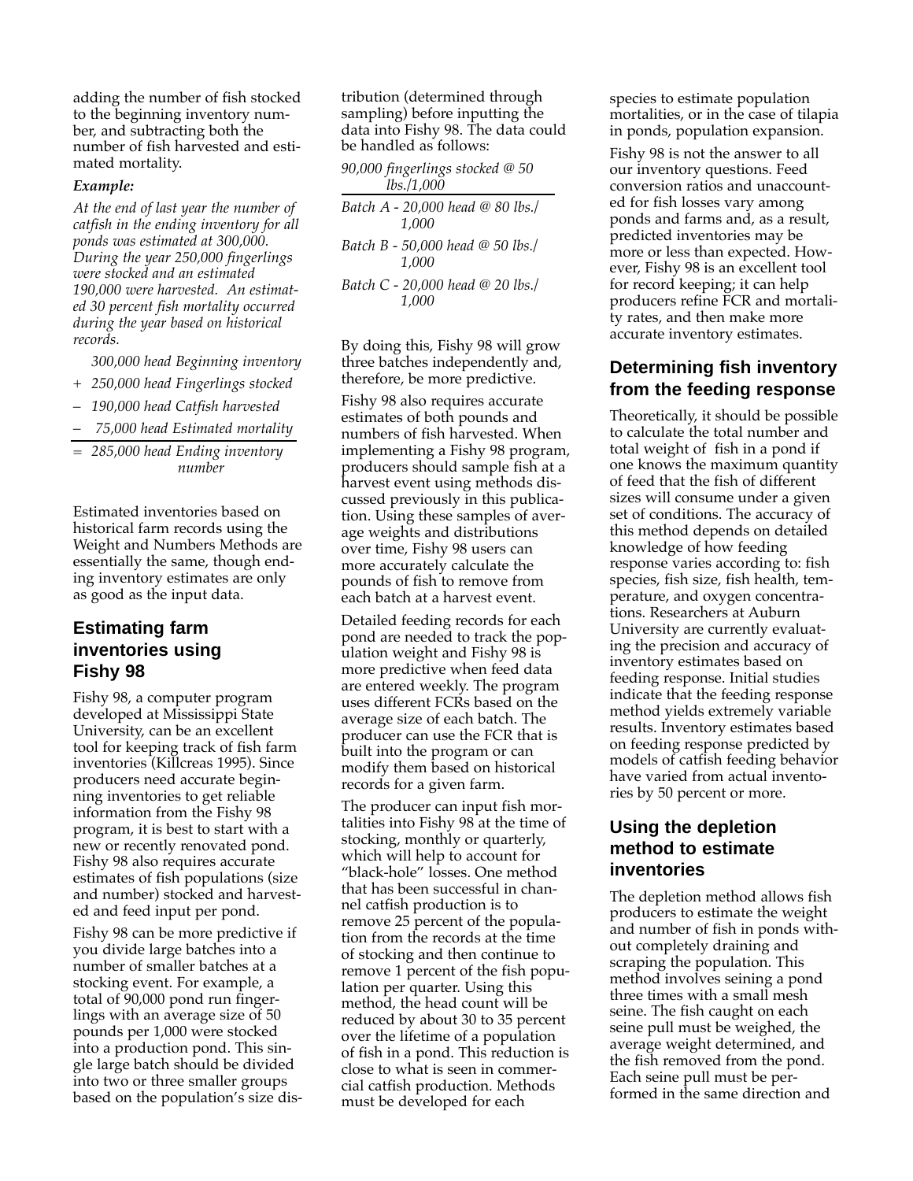adding the number of fish stocked to the beginning inventory number, and subtracting both the number of fish harvested and estimated mortality.

***Example:***

*At the end of last year the number of catfish in the ending inventory for all ponds was estimated at 300,000. During the year 250,000 fingerlings were stocked and an estimated 190,000 were harvested. An estimated 30 percent fish mortality occurred during the year based on historical records.*

*300,000 head Beginning inventory*

*+ 250,000 head Fingerlings stocked*

*– 190,000 head Catfish harvested*

*– 75,000 head Estimated mortality*

*= 285,000 head Ending inventory number*

Estimated inventories based on historical farm records using the Weight and Numbers Methods are essentially the same, though ending inventory estimates are only as good as the input data.

## Estimating farm inventories using Fishy 98

Fishy 98, a computer program developed at Mississippi State University, can be an excellent tool for keeping track of fish farm inventories (Killcreas 1995). Since producers need accurate beginning inventories to get reliable information from the Fishy 98 program, it is best to start with a new or recently renovated pond. Fishy 98 also requires accurate estimates of fish populations (size and number) stocked and harvested and feed input per pond.

Fishy 98 can be more predictive if you divide large batches into a number of smaller batches at a stocking event. For example, a total of 90,000 pond run fingerlings with an average size of 50 pounds per 1,000 were stocked into a production pond. This single large batch should be divided into two or three smaller groups based on the population's size distribution (determined through sampling) before inputting the data into Fishy 98. The data could be handled as follows:

*90,000 fingerlings stocked @ 50 lbs./1,000*

*Batch A - 20,000 head @ 80 lbs./ 1,000*

*Batch B - 50,000 head @ 50 lbs./ 1,000*

*Batch C - 20,000 head @ 20 lbs./ 1,000*

By doing this, Fishy 98 will grow three batches independently and, therefore, be more predictive.

Fishy 98 also requires accurate estimates of both pounds and numbers of fish harvested. When implementing a Fishy 98 program, producers should sample fish at a harvest event using methods discussed previously in this publication. Using these samples of average weights and distributions over time, Fishy 98 users can more accurately calculate the pounds of fish to remove from each batch at a harvest event.

Detailed feeding records for each pond are needed to track the population weight and Fishy 98 is more predictive when feed data are entered weekly. The program uses different FCRs based on the average size of each batch. The producer can use the FCR that is built into the program or can modify them based on historical records for a given farm.

The producer can input fish mortalities into Fishy 98 at the time of stocking, monthly or quarterly, which will help to account for "black-hole" losses. One method that has been successful in channel catfish production is to remove 25 percent of the population from the records at the time of stocking and then continue to remove 1 percent of the fish population per quarter. Using this method, the head count will be reduced by about 30 to 35 percent over the lifetime of a population of fish in a pond. This reduction is close to what is seen in commercial catfish production. Methods must be developed for each species to estimate population mortalities, or in the case of tilapia in ponds, population expansion.

Fishy 98 is not the answer to all our inventory questions. Feed conversion ratios and unaccounted for fish losses vary among ponds and farms and, as a result, predicted inventories may be more or less than expected. However, Fishy 98 is an excellent tool for record keeping; it can help producers refine FCR and mortality rates, and then make more accurate inventory estimates.

## Determining fish inventory from the feeding response

Theoretically, it should be possible to calculate the total number and total weight of fish in a pond if one knows the maximum quantity of feed that the fish of different sizes will consume under a given set of conditions. The accuracy of this method depends on detailed knowledge of how feeding response varies according to: fish species, fish size, fish health, temperature, and oxygen concentrations. Researchers at Auburn University are currently evaluating the precision and accuracy of inventory estimates based on feeding response. Initial studies indicate that the feeding response method yields extremely variable results. Inventory estimates based on feeding response predicted by models of catfish feeding behavior have varied from actual inventories by 50 percent or more.

## Using the depletion method to estimate inventories

The depletion method allows fish producers to estimate the weight and number of fish in ponds without completely draining and scraping the population. This method involves seining a pond three times with a small mesh seine. The fish caught on each seine pull must be weighed, the average weight determined, and the fish removed from the pond. Each seine pull must be performed in the same direction and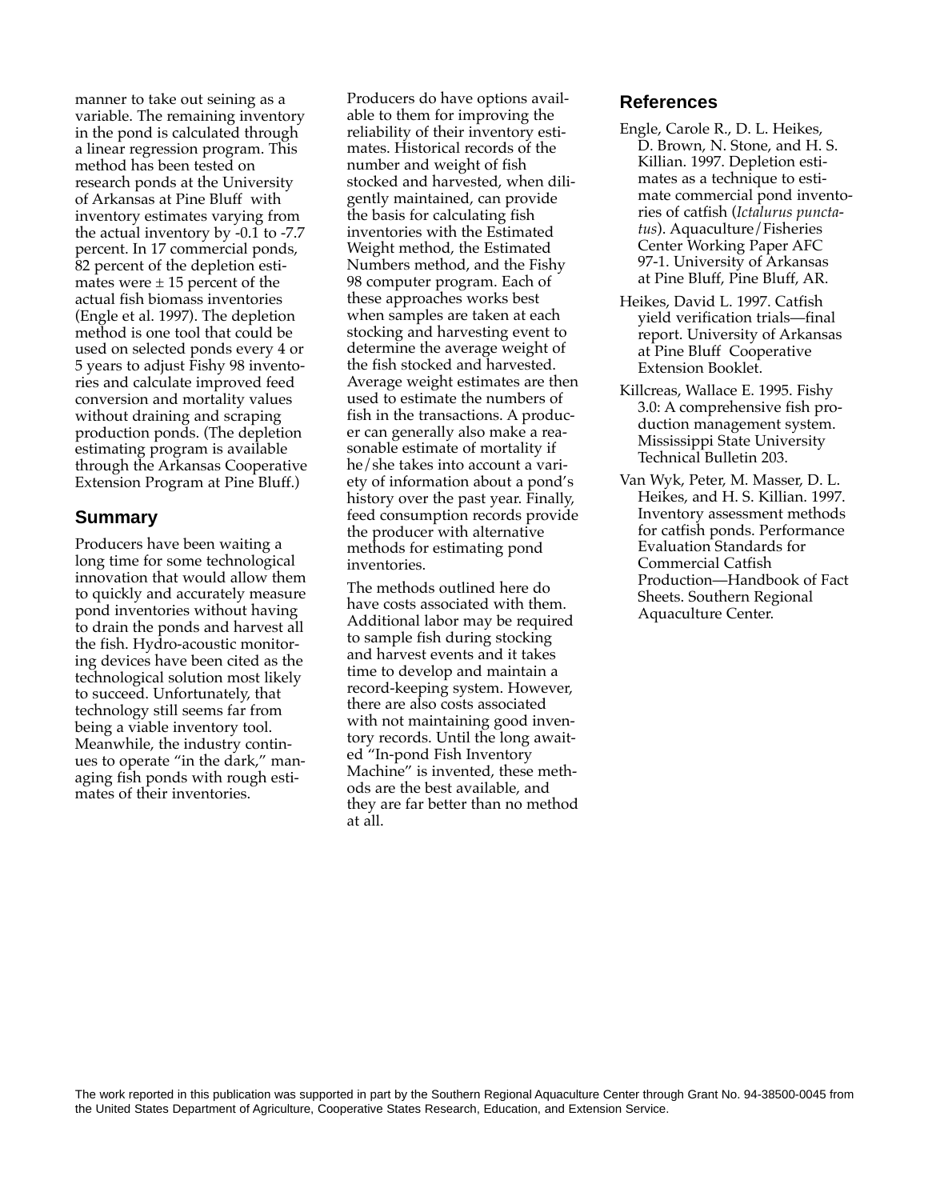manner to take out seining as a variable. The remaining inventory in the pond is calculated through a linear regression program. This method has been tested on research ponds at the University of Arkansas at Pine Bluff with inventory estimates varying from the actual inventory by -0.1 to -7.7 percent. In 17 commercial ponds, 82 percent of the depletion estimates were ± 15 percent of the actual fish biomass inventories (Engle et al. 1997). The depletion method is one tool that could be used on selected ponds every 4 or 5 years to adjust Fishy 98 inventories and calculate improved feed conversion and mortality values without draining and scraping production ponds. (The depletion estimating program is available through the Arkansas Cooperative Extension Program at Pine Bluff.)

## Summary

Producers have been waiting a long time for some technological innovation that would allow them to quickly and accurately measure pond inventories without having to drain the ponds and harvest all the fish. Hydro-acoustic monitoring devices have been cited as the technological solution most likely to succeed. Unfortunately, that technology still seems far from being a viable inventory tool. Meanwhile, the industry continues to operate "in the dark," managing fish ponds with rough estimates of their inventories.

Producers do have options available to them for improving the reliability of their inventory estimates. Historical records of the number and weight of fish stocked and harvested, when diligently maintained, can provide the basis for calculating fish inventories with the Estimated Weight method, the Estimated Numbers method, and the Fishy 98 computer program. Each of these approaches works best when samples are taken at each stocking and harvesting event to determine the average weight of the fish stocked and harvested. Average weight estimates are then used to estimate the numbers of fish in the transactions. A producer can generally also make a reasonable estimate of mortality if he/she takes into account a variety of information about a pond's history over the past year. Finally, feed consumption records provide the producer with alternative methods for estimating pond inventories.

The methods outlined here do have costs associated with them. Additional labor may be required to sample fish during stocking and harvest events and it takes time to develop and maintain a record-keeping system. However, there are also costs associated with not maintaining good inventory records. Until the long awaited "In-pond Fish Inventory Machine" is invented, these methods are the best available, and they are far better than no method at all.

## References

Engle, Carole R., D. L. Heikes, D. Brown, N. Stone, and H. S. Killian. 1997. Depletion estimates as a technique to estimate commercial pond inventories of catfish (*Ictalurus punctatus*). Aquaculture/Fisheries Center Working Paper AFC 97-1. University of Arkansas at Pine Bluff, Pine Bluff, AR.

Heikes, David L. 1997. Catfish yield verification trials—final report. University of Arkansas at Pine Bluff Cooperative Extension Booklet.

Killcreas, Wallace E. 1995. Fishy 3.0: A comprehensive fish production management system. Mississippi State University Technical Bulletin 203.

Van Wyk, Peter, M. Masser, D. L. Heikes, and H. S. Killian. 1997. Inventory assessment methods for catfish ponds. Performance Evaluation Standards for Commercial Catfish Production—Handbook of Fact Sheets. Southern Regional Aquaculture Center.

The work reported in this publication was supported in part by the Southern Regional Aquaculture Center through Grant No. 94-38500-0045 from the United States Department of Agriculture, Cooperative States Research, Education, and Extension Service.